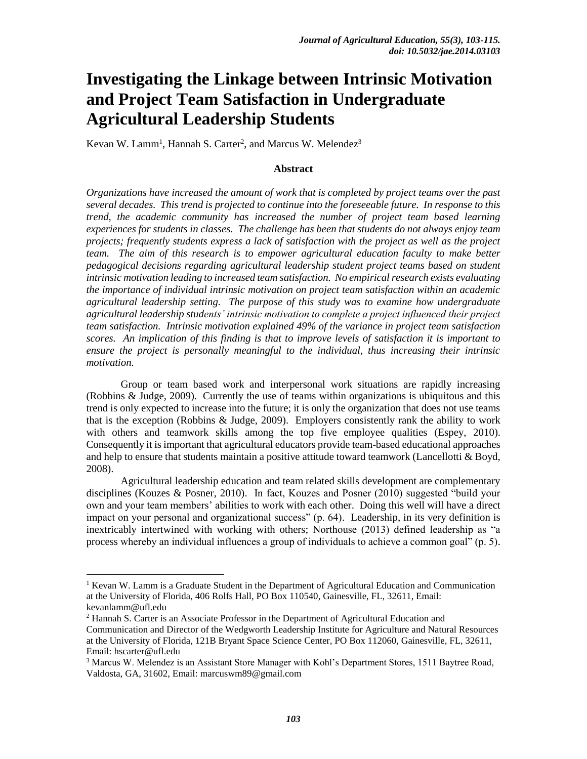# Investigating the Linkage between Intrinsic Motivation and Project Team Satisfaction in Undergraduate Agricultural Leadership Students

Kevan W. Lamm[1], Hannah S. Carter[2], and Marcus W. Melendez[3]

## Abstract

*Organizations have increased the amount of work that is completed by project teams over the past several decades. This trend is projected to continue into the foreseeable future. In response to this trend, the academic community has increased the number of project team based learning experiences for students in classes. The challenge has been that students do not always enjoy team projects; frequently students express a lack of satisfaction with the project as well as the project team. The aim of this research is to empower agricultural education faculty to make better pedagogical decisions regarding agricultural leadership student project teams based on student intrinsic motivation leading to increased team satisfaction. No empirical research exists evaluating the importance of individual intrinsic motivation on project team satisfaction within an academic agricultural leadership setting. The purpose of this study was to examine how undergraduate agricultural leadership students' intrinsic motivation to complete a project influenced their project team satisfaction. Intrinsic motivation explained 49% of the variance in project team satisfaction scores. An implication of this finding is that to improve levels of satisfaction it is important to ensure the project is personally meaningful to the individual, thus increasing their intrinsic motivation.*

Group or team based work and interpersonal work situations are rapidly increasing (Robbins & Judge, 2009). Currently the use of teams within organizations is ubiquitous and this trend is only expected to increase into the future; it is only the organization that does not use teams that is the exception (Robbins & Judge, 2009). Employers consistently rank the ability to work with others and teamwork skills among the top five employee qualities (Espey, 2010). Consequently it is important that agricultural educators provide team-based educational approaches and help to ensure that students maintain a positive attitude toward teamwork (Lancellotti & Boyd, 2008).

Agricultural leadership education and team related skills development are complementary disciplines (Kouzes & Posner, 2010). In fact, Kouzes and Posner (2010) suggested "build your own and your team members' abilities to work with each other. Doing this well will have a direct impact on your personal and organizational success" (p. 64). Leadership, in its very definition is inextricably intertwined with working with others; Northouse (2013) defined leadership as "a process whereby an individual influences a group of individuals to achieve a common goal" (p. 5).

---

[1] Kevan W. Lamm is a Graduate Student in the Department of Agricultural Education and Communication at the University of Florida, 406 Rolfs Hall, PO Box 110540, Gainesville, FL, 32611, Email: kevanlamm@ufl.edu

[2] Hannah S. Carter is an Associate Professor in the Department of Agricultural Education and Communication and Director of the Wedgworth Leadership Institute for Agriculture and Natural Resources at the University of Florida, 121B Bryant Space Science Center, PO Box 112060, Gainesville, FL, 32611, Email: hscarter@ufl.edu

[3] Marcus W. Melendez is an Assistant Store Manager with Kohl's Department Stores, 1511 Baytree Road, Valdosta, GA, 31602, Email: marcuswm89@gmail.com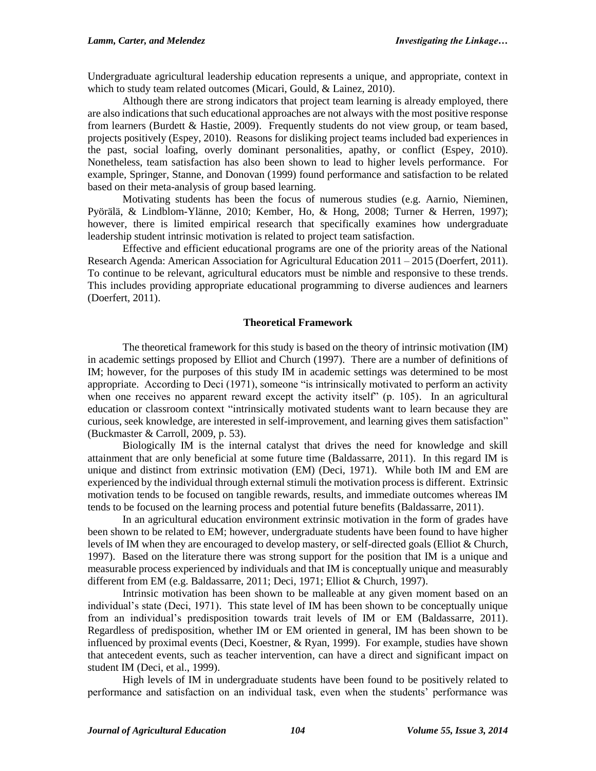Undergraduate agricultural leadership education represents a unique, and appropriate, context in which to study team related outcomes (Micari, Gould, & Lainez, 2010).

Although there are strong indicators that project team learning is already employed, there are also indications that such educational approaches are not always with the most positive response from learners (Burdett & Hastie, 2009). Frequently students do not view group, or team based, projects positively (Espey, 2010). Reasons for disliking project teams included bad experiences in the past, social loafing, overly dominant personalities, apathy, or conflict (Espey, 2010). Nonetheless, team satisfaction has also been shown to lead to higher levels performance. For example, Springer, Stanne, and Donovan (1999) found performance and satisfaction to be related based on their meta-analysis of group based learning.

Motivating students has been the focus of numerous studies (e.g. Aarnio, Nieminen, Pyörälä, & Lindblom-Ylänne, 2010; Kember, Ho, & Hong, 2008; Turner & Herren, 1997); however, there is limited empirical research that specifically examines how undergraduate leadership student intrinsic motivation is related to project team satisfaction.

Effective and efficient educational programs are one of the priority areas of the National Research Agenda: American Association for Agricultural Education 2011 – 2015 (Doerfert, 2011). To continue to be relevant, agricultural educators must be nimble and responsive to these trends. This includes providing appropriate educational programming to diverse audiences and learners (Doerfert, 2011).

## Theoretical Framework

The theoretical framework for this study is based on the theory of intrinsic motivation (IM) in academic settings proposed by Elliot and Church (1997). There are a number of definitions of IM; however, for the purposes of this study IM in academic settings was determined to be most appropriate. According to Deci (1971), someone "is intrinsically motivated to perform an activity when one receives no apparent reward except the activity itself" (p. 105). In an agricultural education or classroom context "intrinsically motivated students want to learn because they are curious, seek knowledge, are interested in self-improvement, and learning gives them satisfaction" (Buckmaster & Carroll, 2009, p. 53).

Biologically IM is the internal catalyst that drives the need for knowledge and skill attainment that are only beneficial at some future time (Baldassarre, 2011). In this regard IM is unique and distinct from extrinsic motivation (EM) (Deci, 1971). While both IM and EM are experienced by the individual through external stimuli the motivation process is different. Extrinsic motivation tends to be focused on tangible rewards, results, and immediate outcomes whereas IM tends to be focused on the learning process and potential future benefits (Baldassarre, 2011).

In an agricultural education environment extrinsic motivation in the form of grades have been shown to be related to EM; however, undergraduate students have been found to have higher levels of IM when they are encouraged to develop mastery, or self-directed goals (Elliot & Church, 1997). Based on the literature there was strong support for the position that IM is a unique and measurable process experienced by individuals and that IM is conceptually unique and measurably different from EM (e.g. Baldassarre, 2011; Deci, 1971; Elliot & Church, 1997).

Intrinsic motivation has been shown to be malleable at any given moment based on an individual's state (Deci, 1971). This state level of IM has been shown to be conceptually unique from an individual's predisposition towards trait levels of IM or EM (Baldassarre, 2011). Regardless of predisposition, whether IM or EM oriented in general, IM has been shown to be influenced by proximal events (Deci, Koestner, & Ryan, 1999). For example, studies have shown that antecedent events, such as teacher intervention, can have a direct and significant impact on student IM (Deci, et al., 1999).

High levels of IM in undergraduate students have been found to be positively related to performance and satisfaction on an individual task, even when the students' performance was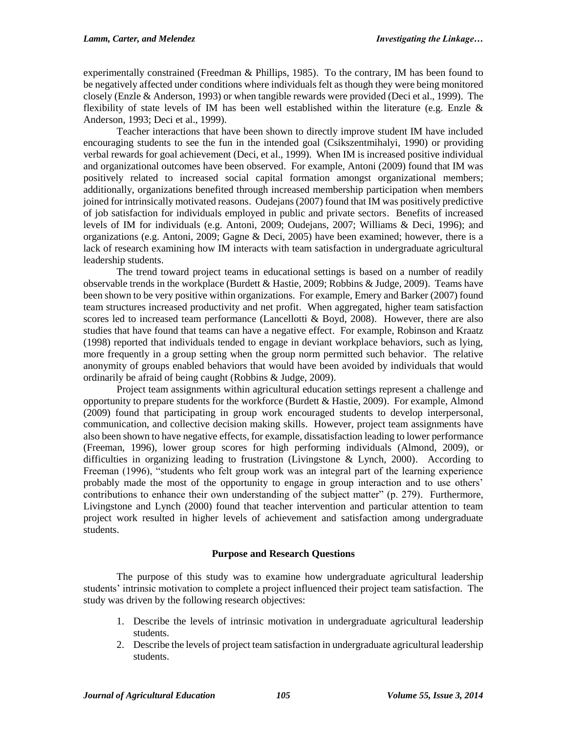experimentally constrained (Freedman & Phillips, 1985). To the contrary, IM has been found to be negatively affected under conditions where individuals felt as though they were being monitored closely (Enzle & Anderson, 1993) or when tangible rewards were provided (Deci et al., 1999). The flexibility of state levels of IM has been well established within the literature (e.g. Enzle & Anderson, 1993; Deci et al., 1999).

Teacher interactions that have been shown to directly improve student IM have included encouraging students to see the fun in the intended goal (Csikszentmihalyi, 1990) or providing verbal rewards for goal achievement (Deci, et al., 1999). When IM is increased positive individual and organizational outcomes have been observed. For example, Antoni (2009) found that IM was positively related to increased social capital formation amongst organizational members; additionally, organizations benefited through increased membership participation when members joined for intrinsically motivated reasons. Oudejans (2007) found that IM was positively predictive of job satisfaction for individuals employed in public and private sectors. Benefits of increased levels of IM for individuals (e.g. Antoni, 2009; Oudejans, 2007; Williams & Deci, 1996); and organizations (e.g. Antoni, 2009; Gagne & Deci, 2005) have been examined; however, there is a lack of research examining how IM interacts with team satisfaction in undergraduate agricultural leadership students.

The trend toward project teams in educational settings is based on a number of readily observable trends in the workplace (Burdett & Hastie, 2009; Robbins & Judge, 2009). Teams have been shown to be very positive within organizations. For example, Emery and Barker (2007) found team structures increased productivity and net profit. When aggregated, higher team satisfaction scores led to increased team performance (Lancellotti & Boyd, 2008). However, there are also studies that have found that teams can have a negative effect. For example, Robinson and Kraatz (1998) reported that individuals tended to engage in deviant workplace behaviors, such as lying, more frequently in a group setting when the group norm permitted such behavior. The relative anonymity of groups enabled behaviors that would have been avoided by individuals that would ordinarily be afraid of being caught (Robbins & Judge, 2009).

Project team assignments within agricultural education settings represent a challenge and opportunity to prepare students for the workforce (Burdett & Hastie, 2009). For example, Almond (2009) found that participating in group work encouraged students to develop interpersonal, communication, and collective decision making skills. However, project team assignments have also been shown to have negative effects, for example, dissatisfaction leading to lower performance (Freeman, 1996), lower group scores for high performing individuals (Almond, 2009), or difficulties in organizing leading to frustration (Livingstone & Lynch, 2000). According to Freeman (1996), "students who felt group work was an integral part of the learning experience probably made the most of the opportunity to engage in group interaction and to use others' contributions to enhance their own understanding of the subject matter" (p. 279). Furthermore, Livingstone and Lynch (2000) found that teacher intervention and particular attention to team project work resulted in higher levels of achievement and satisfaction among undergraduate students.

## Purpose and Research Questions

The purpose of this study was to examine how undergraduate agricultural leadership students' intrinsic motivation to complete a project influenced their project team satisfaction. The study was driven by the following research objectives:

1. Describe the levels of intrinsic motivation in undergraduate agricultural leadership students.
2. Describe the levels of project team satisfaction in undergraduate agricultural leadership students.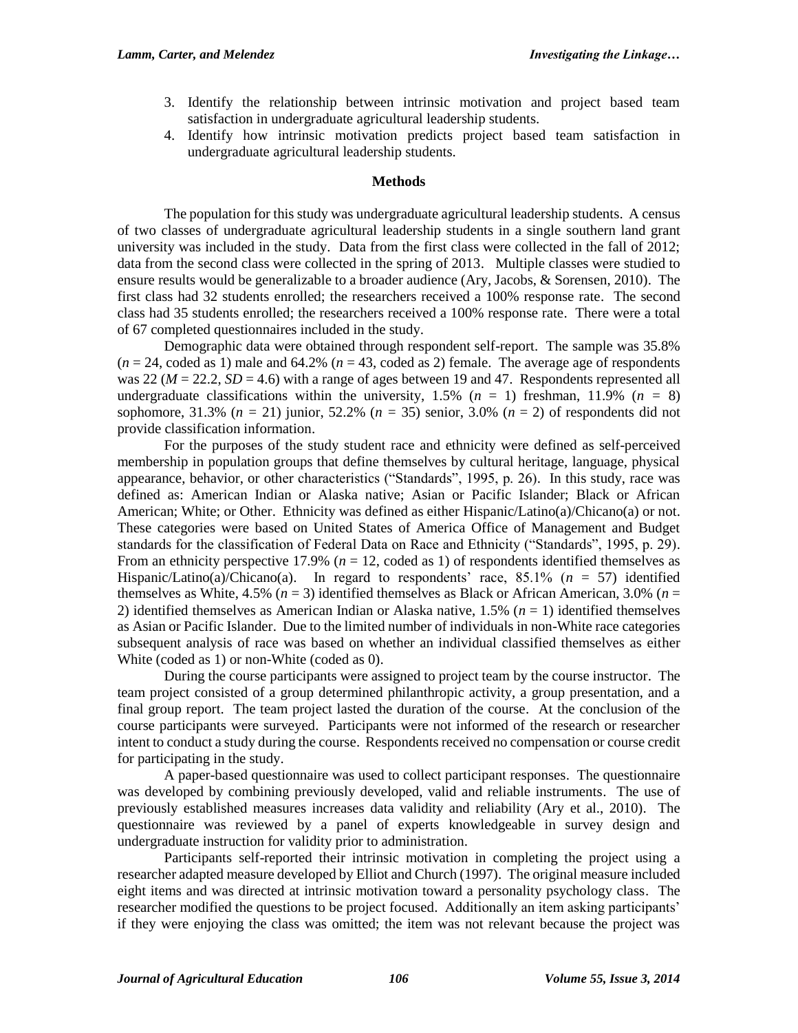3. Identify the relationship between intrinsic motivation and project based team satisfaction in undergraduate agricultural leadership students.
4. Identify how intrinsic motivation predicts project based team satisfaction in undergraduate agricultural leadership students.

## Methods

The population for this study was undergraduate agricultural leadership students. A census of two classes of undergraduate agricultural leadership students in a single southern land grant university was included in the study. Data from the first class were collected in the fall of 2012; data from the second class were collected in the spring of 2013. Multiple classes were studied to ensure results would be generalizable to a broader audience (Ary, Jacobs, & Sorensen, 2010). The first class had 32 students enrolled; the researchers received a 100% response rate. The second class had 35 students enrolled; the researchers received a 100% response rate. There were a total of 67 completed questionnaires included in the study.

Demographic data were obtained through respondent self-report. The sample was 35.8% ($n$ = 24, coded as 1) male and 64.2% ($n$ = 43, coded as 2) female. The average age of respondents was 22 ($M$ = 22.2, $SD$ = 4.6) with a range of ages between 19 and 47. Respondents represented all undergraduate classifications within the university, 1.5% ($n$ = 1) freshman, 11.9% ($n$ = 8) sophomore, 31.3% ($n$ = 21) junior, 52.2% ($n$ = 35) senior, 3.0% ($n$ = 2) of respondents did not provide classification information.

For the purposes of the study student race and ethnicity were defined as self-perceived membership in population groups that define themselves by cultural heritage, language, physical appearance, behavior, or other characteristics ("Standards", 1995, p. 26). In this study, race was defined as: American Indian or Alaska native; Asian or Pacific Islander; Black or African American; White; or Other. Ethnicity was defined as either Hispanic/Latino(a)/Chicano(a) or not. These categories were based on United States of America Office of Management and Budget standards for the classification of Federal Data on Race and Ethnicity ("Standards", 1995, p. 29). From an ethnicity perspective 17.9% ($n$ = 12, coded as 1) of respondents identified themselves as Hispanic/Latino(a)/Chicano(a). In regard to respondents' race, 85.1% ($n$ = 57) identified themselves as White, 4.5% ($n$ = 3) identified themselves as Black or African American, 3.0% ($n$ = 2) identified themselves as American Indian or Alaska native, 1.5% ($n$ = 1) identified themselves as Asian or Pacific Islander. Due to the limited number of individuals in non-White race categories subsequent analysis of race was based on whether an individual classified themselves as either White (coded as 1) or non-White (coded as 0).

During the course participants were assigned to project team by the course instructor. The team project consisted of a group determined philanthropic activity, a group presentation, and a final group report. The team project lasted the duration of the course. At the conclusion of the course participants were surveyed. Participants were not informed of the research or researcher intent to conduct a study during the course. Respondents received no compensation or course credit for participating in the study.

A paper-based questionnaire was used to collect participant responses. The questionnaire was developed by combining previously developed, valid and reliable instruments. The use of previously established measures increases data validity and reliability (Ary et al., 2010). The questionnaire was reviewed by a panel of experts knowledgeable in survey design and undergraduate instruction for validity prior to administration.

Participants self-reported their intrinsic motivation in completing the project using a researcher adapted measure developed by Elliot and Church (1997). The original measure included eight items and was directed at intrinsic motivation toward a personality psychology class. The researcher modified the questions to be project focused. Additionally an item asking participants' if they were enjoying the class was omitted; the item was not relevant because the project was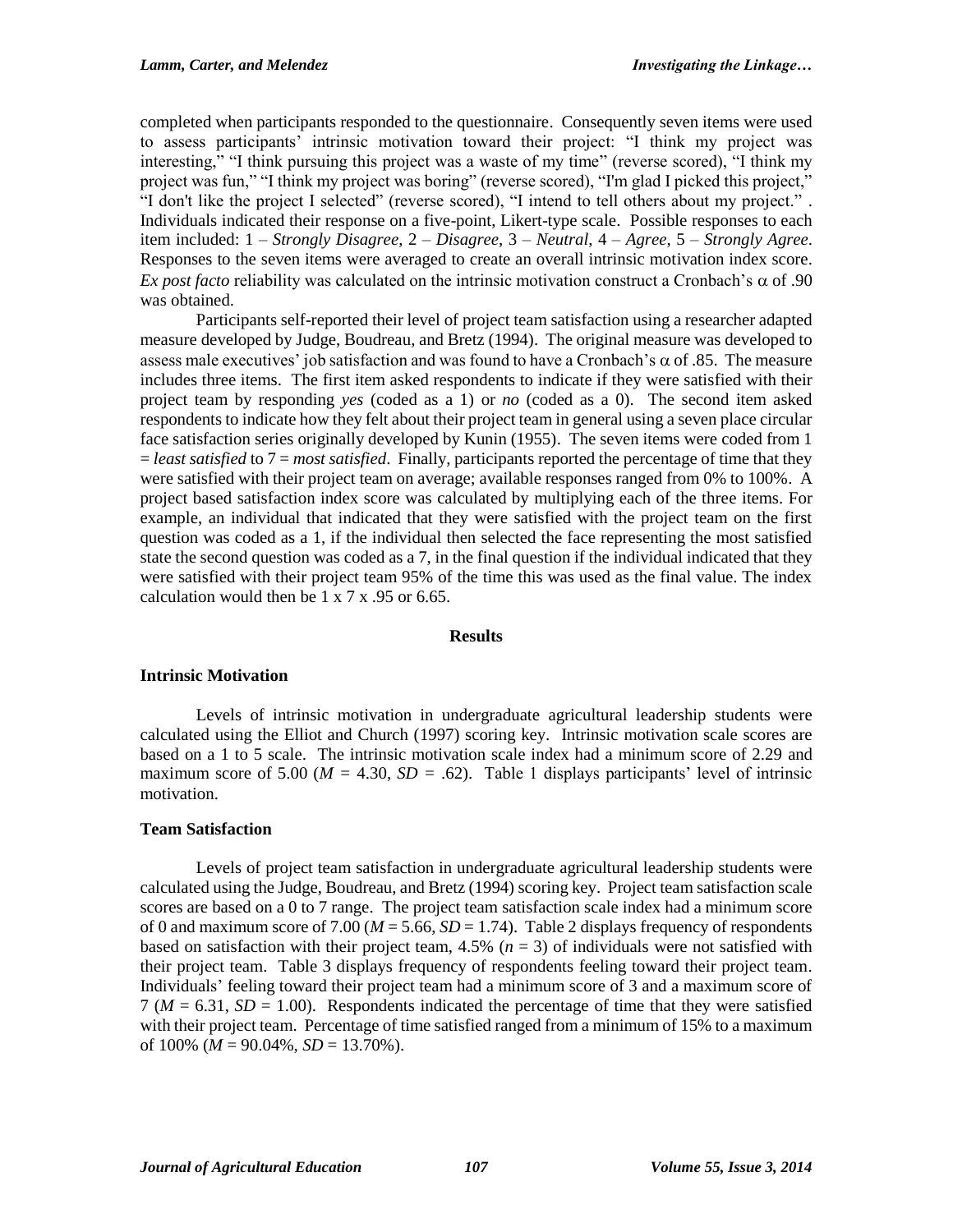completed when participants responded to the questionnaire. Consequently seven items were used to assess participants' intrinsic motivation toward their project: "I think my project was interesting," "I think pursuing this project was a waste of my time" (reverse scored), "I think my project was fun," "I think my project was boring" (reverse scored), "I'm glad I picked this project," "I don't like the project I selected" (reverse scored), "I intend to tell others about my project." . Individuals indicated their response on a five-point, Likert-type scale. Possible responses to each item included: 1 – *Strongly Disagree*, 2 – *Disagree*, 3 – *Neutral*, 4 – *Agree*, 5 – *Strongly Agree*. Responses to the seven items were averaged to create an overall intrinsic motivation index score. *Ex post facto* reliability was calculated on the intrinsic motivation construct a Cronbach's $\alpha$ of .90 was obtained.

Participants self-reported their level of project team satisfaction using a researcher adapted measure developed by Judge, Boudreau, and Bretz (1994). The original measure was developed to assess male executives' job satisfaction and was found to have a Cronbach's $\alpha$ of .85. The measure includes three items. The first item asked respondents to indicate if they were satisfied with their project team by responding *yes* (coded as a 1) or *no* (coded as a 0). The second item asked respondents to indicate how they felt about their project team in general using a seven place circular face satisfaction series originally developed by Kunin (1955). The seven items were coded from 1 = *least satisfied* to 7 = *most satisfied*. Finally, participants reported the percentage of time that they were satisfied with their project team on average; available responses ranged from 0% to 100%. A project based satisfaction index score was calculated by multiplying each of the three items. For example, an individual that indicated that they were satisfied with the project team on the first question was coded as a 1, if the individual then selected the face representing the most satisfied state the second question was coded as a 7, in the final question if the individual indicated that they were satisfied with their project team 95% of the time this was used as the final value. The index calculation would then be 1 x 7 x .95 or 6.65.

## Results

### Intrinsic Motivation

Levels of intrinsic motivation in undergraduate agricultural leadership students were calculated using the Elliot and Church (1997) scoring key. Intrinsic motivation scale scores are based on a 1 to 5 scale. The intrinsic motivation scale index had a minimum score of 2.29 and maximum score of 5.00 ($M$ = 4.30, $SD$ = .62). Table 1 displays participants' level of intrinsic motivation.

### Team Satisfaction

Levels of project team satisfaction in undergraduate agricultural leadership students were calculated using the Judge, Boudreau, and Bretz (1994) scoring key. Project team satisfaction scale scores are based on a 0 to 7 range. The project team satisfaction scale index had a minimum score of 0 and maximum score of 7.00 ($M$ = 5.66, $SD$ = 1.74). Table 2 displays frequency of respondents based on satisfaction with their project team, 4.5% ($n$ = 3) of individuals were not satisfied with their project team. Table 3 displays frequency of respondents feeling toward their project team. Individuals' feeling toward their project team had a minimum score of 3 and a maximum score of 7 ($M$ = 6.31, $SD$ = 1.00). Respondents indicated the percentage of time that they were satisfied with their project team. Percentage of time satisfied ranged from a minimum of 15% to a maximum of 100% ($M$ = 90.04%, $SD$ = 13.70%).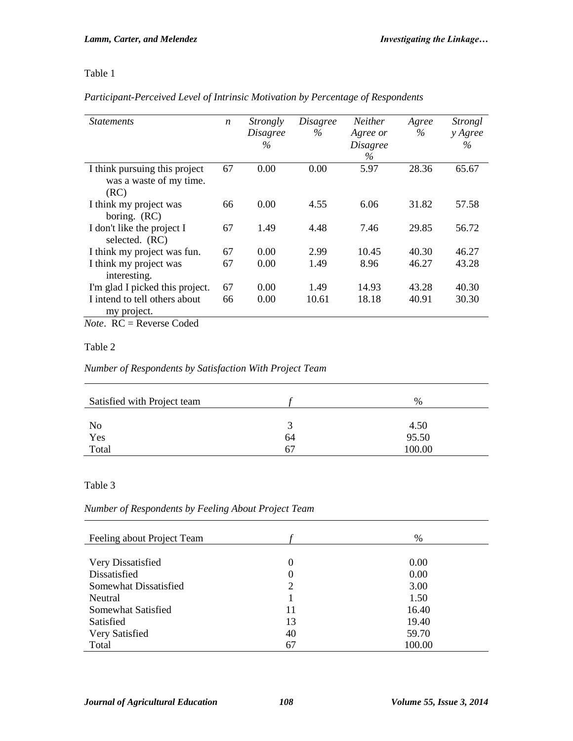Table 1

*Participant-Perceived Level of Intrinsic Motivation by Percentage of Respondents*

| *Statements* | *n* | *Strongly Disagree %* | *Disagree %* | *Neither Agree or Disagree %* | *Agree %* | *Strongly Agree %* |
|---|---|---|---|---|---|---|
| I think pursuing this project was a waste of my time. (RC) | 67 | 0.00 | 0.00 | 5.97 | 28.36 | 65.67 |
| I think my project was boring. (RC) | 66 | 0.00 | 4.55 | 6.06 | 31.82 | 57.58 |
| I don't like the project I selected. (RC) | 67 | 1.49 | 4.48 | 7.46 | 29.85 | 56.72 |
| I think my project was fun. | 67 | 0.00 | 2.99 | 10.45 | 40.30 | 46.27 |
| I think my project was interesting. | 67 | 0.00 | 1.49 | 8.96 | 46.27 | 43.28 |
| I'm glad I picked this project. | 67 | 0.00 | 1.49 | 14.93 | 43.28 | 40.30 |
| I intend to tell others about my project. | 66 | 0.00 | 10.61 | 18.18 | 40.91 | 30.30 |

*Note*. RC = Reverse Coded

Table 2

*Number of Respondents by Satisfaction With Project Team*

| Satisfied with Project team | *f* | % |
|---|---|---|
| No | 3 | 4.50 |
| Yes | 64 | 95.50 |
| Total | 67 | 100.00 |

Table 3

*Number of Respondents by Feeling About Project Team*

| Feeling about Project Team | *f* | % |
|---|---|---|
| Very Dissatisfied | 0 | 0.00 |
| Dissatisfied | 0 | 0.00 |
| Somewhat Dissatisfied | 2 | 3.00 |
| Neutral | 1 | 1.50 |
| Somewhat Satisfied | 11 | 16.40 |
| Satisfied | 13 | 19.40 |
| Very Satisfied | 40 | 59.70 |
| Total | 67 | 100.00 |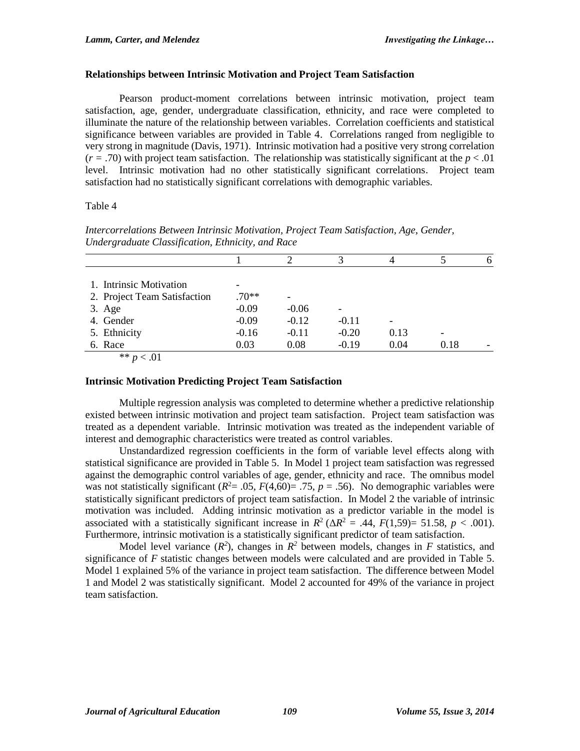### Relationships between Intrinsic Motivation and Project Team Satisfaction

Pearson product-moment correlations between intrinsic motivation, project team satisfaction, age, gender, undergraduate classification, ethnicity, and race were completed to illuminate the nature of the relationship between variables. Correlation coefficients and statistical significance between variables are provided in Table 4. Correlations ranged from negligible to very strong in magnitude (Davis, 1971). Intrinsic motivation had a positive very strong correlation ($r$ = .70) with project team satisfaction. The relationship was statistically significant at the $p < .01$ level. Intrinsic motivation had no other statistically significant correlations. Project team satisfaction had no statistically significant correlations with demographic variables.

Table 4

*Intercorrelations Between Intrinsic Motivation, Project Team Satisfaction, Age, Gender, Undergraduate Classification, Ethnicity, and Race*

| | 1 | 2 | 3 | 4 | 5 | 6 |
|---|---|---|---|---|---|---|
| 1. Intrinsic Motivation | - | | | | | |
| 2. Project Team Satisfaction | .70** | - | | | | |
| 3. Age | -0.09 | -0.06 | - | | | |
| 4. Gender | -0.09 | -0.12 | -0.11 | - | | |
| 5. Ethnicity | -0.16 | -0.11 | -0.20 | 0.13 | - | |
| 6. Race | 0.03 | 0.08 | -0.19 | 0.04 | 0.18 | - |

** $p < .01$

### Intrinsic Motivation Predicting Project Team Satisfaction

Multiple regression analysis was completed to determine whether a predictive relationship existed between intrinsic motivation and project team satisfaction. Project team satisfaction was treated as a dependent variable. Intrinsic motivation was treated as the independent variable of interest and demographic characteristics were treated as control variables.

Unstandardized regression coefficients in the form of variable level effects along with statistical significance are provided in Table 5. In Model 1 project team satisfaction was regressed against the demographic control variables of age, gender, ethnicity and race. The omnibus model was not statistically significant ($R^2$= .05, $F$(4,60)= .75, $p$ = .56). No demographic variables were statistically significant predictors of project team satisfaction. In Model 2 the variable of intrinsic motivation was included. Adding intrinsic motivation as a predictor variable in the model is associated with a statistically significant increase in $R^2$ ($\Delta R^2$ = .44, $F$(1,59)= 51.58, $p < .001$). Furthermore, intrinsic motivation is a statistically significant predictor of team satisfaction.

Model level variance ($R^2$), changes in $R^2$ between models, changes in $F$ statistics, and significance of $F$ statistic changes between models were calculated and are provided in Table 5. Model 1 explained 5% of the variance in project team satisfaction. The difference between Model 1 and Model 2 was statistically significant. Model 2 accounted for 49% of the variance in project team satisfaction.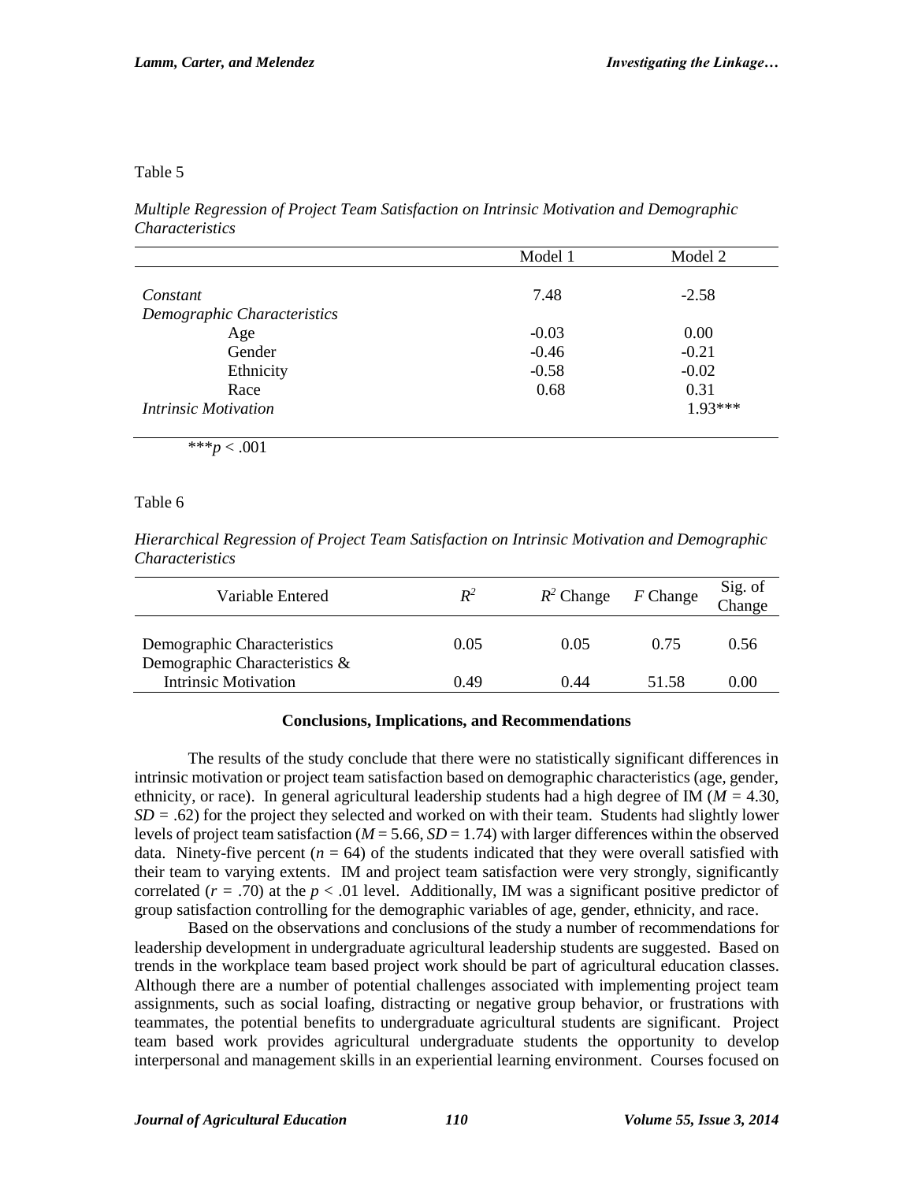Table 5

*Multiple Regression of Project Team Satisfaction on Intrinsic Motivation and Demographic Characteristics*

| | Model 1 | Model 2 |
|---|---|---|
| *Constant* | 7.48 | -2.58 |
| *Demographic Characteristics* | | |
| Age | -0.03 | 0.00 |
| Gender | -0.46 | -0.21 |
| Ethnicity | -0.58 | -0.02 |
| Race | 0.68 | 0.31 |
| *Intrinsic Motivation* | | 1.93*** |

*** $p < .001$

Table 6

*Hierarchical Regression of Project Team Satisfaction on Intrinsic Motivation and Demographic Characteristics*

| Variable Entered | $R^2$ | $R^2$ Change | $F$ Change | Sig. of Change |
|---|---|---|---|---|
| Demographic Characteristics | 0.05 | 0.05 | 0.75 | 0.56 |
| Demographic Characteristics & Intrinsic Motivation | 0.49 | 0.44 | 51.58 | 0.00 |

## Conclusions, Implications, and Recommendations

The results of the study conclude that there were no statistically significant differences in intrinsic motivation or project team satisfaction based on demographic characteristics (age, gender, ethnicity, or race). In general agricultural leadership students had a high degree of IM ($M = 4.30$, $SD = .62$) for the project they selected and worked on with their team. Students had slightly lower levels of project team satisfaction ($M = 5.66$, $SD = 1.74$) with larger differences within the observed data. Ninety-five percent ($n = 64$) of the students indicated that they were overall satisfied with their team to varying extents. IM and project team satisfaction were very strongly, significantly correlated ($r = .70$) at the $p < .01$ level. Additionally, IM was a significant positive predictor of group satisfaction controlling for the demographic variables of age, gender, ethnicity, and race.

Based on the observations and conclusions of the study a number of recommendations for leadership development in undergraduate agricultural leadership students are suggested. Based on trends in the workplace team based project work should be part of agricultural education classes. Although there are a number of potential challenges associated with implementing project team assignments, such as social loafing, distracting or negative group behavior, or frustrations with teammates, the potential benefits to undergraduate agricultural students are significant. Project team based work provides agricultural undergraduate students the opportunity to develop interpersonal and management skills in an experiential learning environment. Courses focused on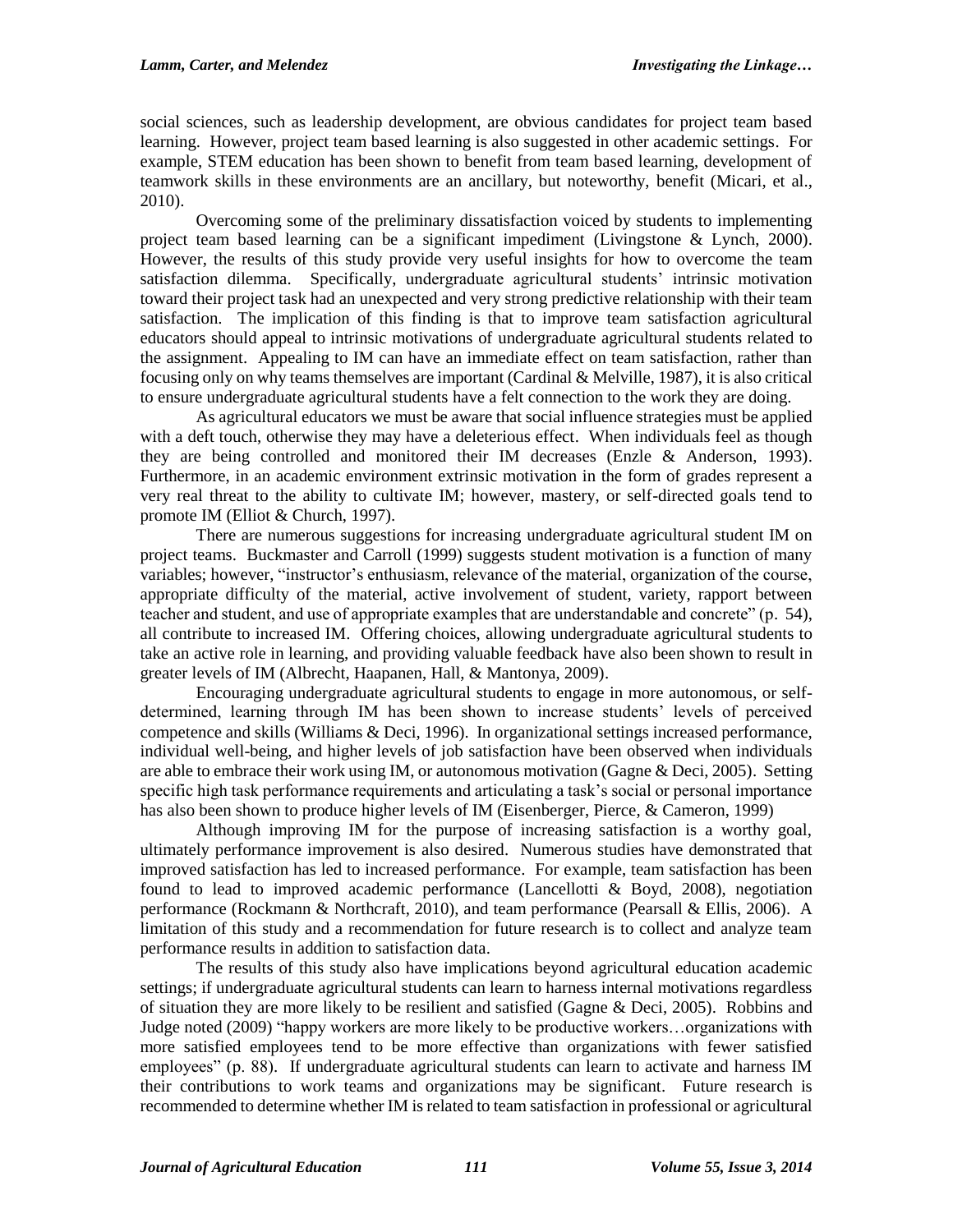social sciences, such as leadership development, are obvious candidates for project team based learning. However, project team based learning is also suggested in other academic settings. For example, STEM education has been shown to benefit from team based learning, development of teamwork skills in these environments are an ancillary, but noteworthy, benefit (Micari, et al., 2010).

Overcoming some of the preliminary dissatisfaction voiced by students to implementing project team based learning can be a significant impediment (Livingstone & Lynch, 2000). However, the results of this study provide very useful insights for how to overcome the team satisfaction dilemma. Specifically, undergraduate agricultural students' intrinsic motivation toward their project task had an unexpected and very strong predictive relationship with their team satisfaction. The implication of this finding is that to improve team satisfaction agricultural educators should appeal to intrinsic motivations of undergraduate agricultural students related to the assignment. Appealing to IM can have an immediate effect on team satisfaction, rather than focusing only on why teams themselves are important (Cardinal & Melville, 1987), it is also critical to ensure undergraduate agricultural students have a felt connection to the work they are doing.

As agricultural educators we must be aware that social influence strategies must be applied with a deft touch, otherwise they may have a deleterious effect. When individuals feel as though they are being controlled and monitored their IM decreases (Enzle & Anderson, 1993). Furthermore, in an academic environment extrinsic motivation in the form of grades represent a very real threat to the ability to cultivate IM; however, mastery, or self-directed goals tend to promote IM (Elliot & Church, 1997).

There are numerous suggestions for increasing undergraduate agricultural student IM on project teams. Buckmaster and Carroll (1999) suggests student motivation is a function of many variables; however, "instructor's enthusiasm, relevance of the material, organization of the course, appropriate difficulty of the material, active involvement of student, variety, rapport between teacher and student, and use of appropriate examples that are understandable and concrete" (p. 54), all contribute to increased IM. Offering choices, allowing undergraduate agricultural students to take an active role in learning, and providing valuable feedback have also been shown to result in greater levels of IM (Albrecht, Haapanen, Hall, & Mantonya, 2009).

Encouraging undergraduate agricultural students to engage in more autonomous, or self-determined, learning through IM has been shown to increase students' levels of perceived competence and skills (Williams & Deci, 1996). In organizational settings increased performance, individual well-being, and higher levels of job satisfaction have been observed when individuals are able to embrace their work using IM, or autonomous motivation (Gagne & Deci, 2005). Setting specific high task performance requirements and articulating a task's social or personal importance has also been shown to produce higher levels of IM (Eisenberger, Pierce, & Cameron, 1999)

Although improving IM for the purpose of increasing satisfaction is a worthy goal, ultimately performance improvement is also desired. Numerous studies have demonstrated that improved satisfaction has led to increased performance. For example, team satisfaction has been found to lead to improved academic performance (Lancellotti & Boyd, 2008), negotiation performance (Rockmann & Northcraft, 2010), and team performance (Pearsall & Ellis, 2006). A limitation of this study and a recommendation for future research is to collect and analyze team performance results in addition to satisfaction data.

The results of this study also have implications beyond agricultural education academic settings; if undergraduate agricultural students can learn to harness internal motivations regardless of situation they are more likely to be resilient and satisfied (Gagne & Deci, 2005). Robbins and Judge noted (2009) "happy workers are more likely to be productive workers…organizations with more satisfied employees tend to be more effective than organizations with fewer satisfied employees" (p. 88). If undergraduate agricultural students can learn to activate and harness IM their contributions to work teams and organizations may be significant. Future research is recommended to determine whether IM is related to team satisfaction in professional or agricultural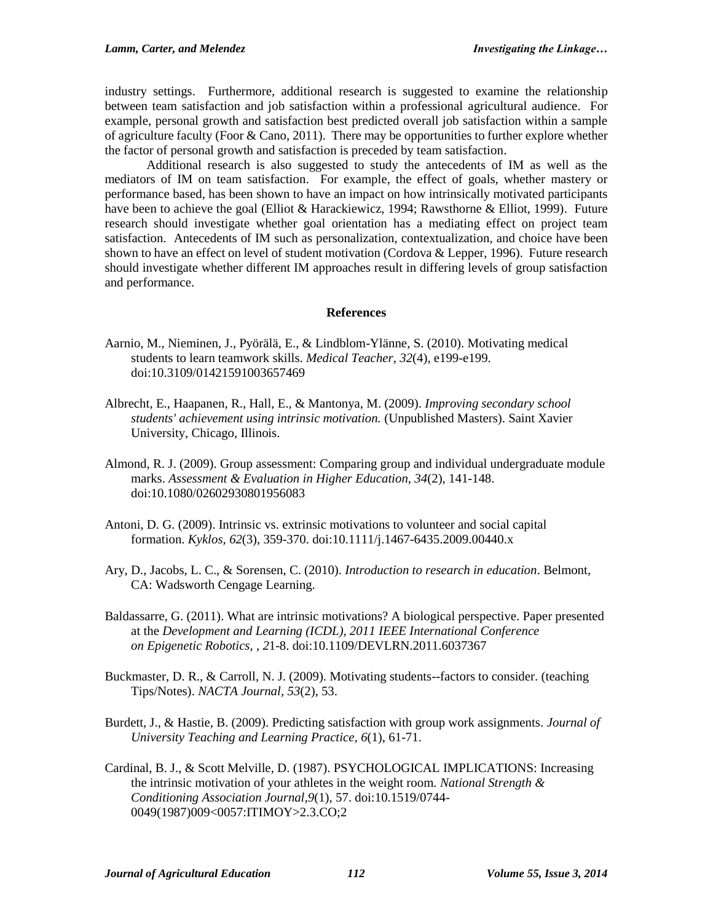industry settings. Furthermore, additional research is suggested to examine the relationship between team satisfaction and job satisfaction within a professional agricultural audience. For example, personal growth and satisfaction best predicted overall job satisfaction within a sample of agriculture faculty (Foor & Cano, 2011). There may be opportunities to further explore whether the factor of personal growth and satisfaction is preceded by team satisfaction.

Additional research is also suggested to study the antecedents of IM as well as the mediators of IM on team satisfaction. For example, the effect of goals, whether mastery or performance based, has been shown to have an impact on how intrinsically motivated participants have been to achieve the goal (Elliot & Harackiewicz, 1994; Rawsthorne & Elliot, 1999). Future research should investigate whether goal orientation has a mediating effect on project team satisfaction. Antecedents of IM such as personalization, contextualization, and choice have been shown to have an effect on level of student motivation (Cordova & Lepper, 1996). Future research should investigate whether different IM approaches result in differing levels of group satisfaction and performance.

## References

Aarnio, M., Nieminen, J., Pyörälä, E., & Lindblom-Ylänne, S. (2010). Motivating medical students to learn teamwork skills. *Medical Teacher, 32*(4), e199-e199. doi:10.3109/01421591003657469

Albrecht, E., Haapanen, R., Hall, E., & Mantonya, M. (2009). *Improving secondary school students' achievement using intrinsic motivation.* (Unpublished Masters). Saint Xavier University, Chicago, Illinois.

Almond, R. J. (2009). Group assessment: Comparing group and individual undergraduate module marks. *Assessment & Evaluation in Higher Education, 34*(2), 141-148. doi:10.1080/02602930801956083

Antoni, D. G. (2009). Intrinsic vs. extrinsic motivations to volunteer and social capital formation. *Kyklos, 62*(3), 359-370. doi:10.1111/j.1467-6435.2009.00440.x

Ary, D., Jacobs, L. C., & Sorensen, C. (2010). *Introduction to research in education*. Belmont, CA: Wadsworth Cengage Learning.

Baldassarre, G. (2011). What are intrinsic motivations? A biological perspective. Paper presented at the *Development and Learning (ICDL), 2011 IEEE International Conference on Epigenetic Robotics, , 2*1-8. doi:10.1109/DEVLRN.2011.6037367

Buckmaster, D. R., & Carroll, N. J. (2009). Motivating students--factors to consider. (teaching Tips/Notes). *NACTA Journal, 53*(2), 53.

Burdett, J., & Hastie, B. (2009). Predicting satisfaction with group work assignments. *Journal of University Teaching and Learning Practice, 6*(1), 61-71.

Cardinal, B. J., & Scott Melville, D. (1987). PSYCHOLOGICAL IMPLICATIONS: Increasing the intrinsic motivation of your athletes in the weight room. *National Strength & Conditioning Association Journal,9*(1), 57. doi:10.1519/0744-0049(1987)009<0057:ITIMOY>2.3.CO;2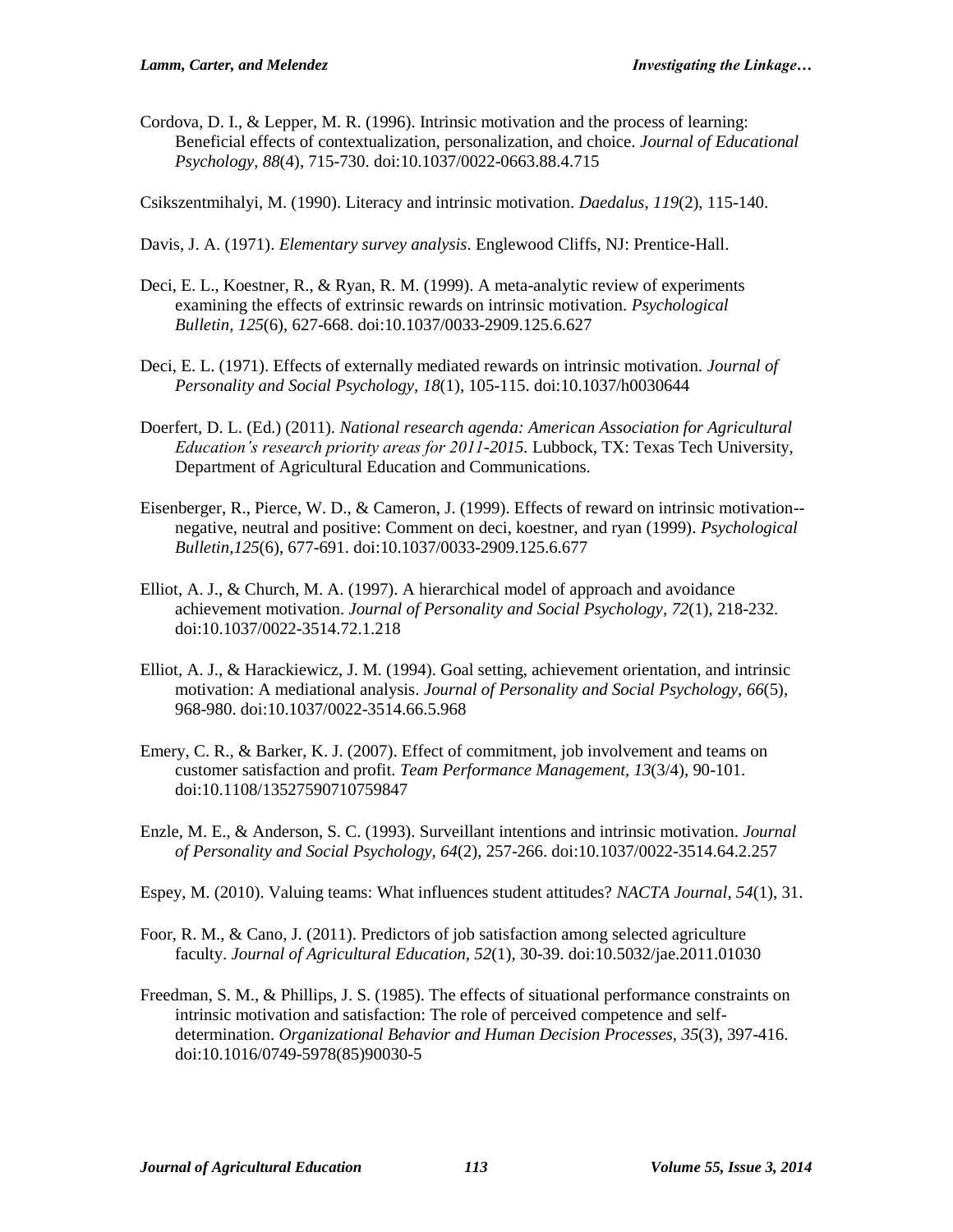Cordova, D. I., & Lepper, M. R. (1996). Intrinsic motivation and the process of learning: Beneficial effects of contextualization, personalization, and choice. *Journal of Educational Psychology, 88*(4), 715-730. doi:10.1037/0022-0663.88.4.715

Csikszentmihalyi, M. (1990). Literacy and intrinsic motivation. *Daedalus, 119*(2), 115-140.

Davis, J. A. (1971). *Elementary survey analysis*. Englewood Cliffs, NJ: Prentice-Hall.

Deci, E. L., Koestner, R., & Ryan, R. M. (1999). A meta-analytic review of experiments examining the effects of extrinsic rewards on intrinsic motivation. *Psychological Bulletin, 125*(6), 627-668. doi:10.1037/0033-2909.125.6.627

Deci, E. L. (1971). Effects of externally mediated rewards on intrinsic motivation. *Journal of Personality and Social Psychology, 18*(1), 105-115. doi:10.1037/h0030644

Doerfert, D. L. (Ed.) (2011). *National research agenda: American Association for Agricultural Education's research priority areas for 2011-2015*. Lubbock, TX: Texas Tech University, Department of Agricultural Education and Communications.

Eisenberger, R., Pierce, W. D., & Cameron, J. (1999). Effects of reward on intrinsic motivation--negative, neutral and positive: Comment on deci, koestner, and ryan (1999). *Psychological Bulletin,125*(6), 677-691. doi:10.1037/0033-2909.125.6.677

Elliot, A. J., & Church, M. A. (1997). A hierarchical model of approach and avoidance achievement motivation. *Journal of Personality and Social Psychology, 72*(1), 218-232. doi:10.1037/0022-3514.72.1.218

Elliot, A. J., & Harackiewicz, J. M. (1994). Goal setting, achievement orientation, and intrinsic motivation: A mediational analysis. *Journal of Personality and Social Psychology, 66*(5), 968-980. doi:10.1037/0022-3514.66.5.968

Emery, C. R., & Barker, K. J. (2007). Effect of commitment, job involvement and teams on customer satisfaction and profit. *Team Performance Management, 13*(3/4), 90-101. doi:10.1108/13527590710759847

Enzle, M. E., & Anderson, S. C. (1993). Surveillant intentions and intrinsic motivation. *Journal of Personality and Social Psychology, 64*(2), 257-266. doi:10.1037/0022-3514.64.2.257

Espey, M. (2010). Valuing teams: What influences student attitudes? *NACTA Journal, 54*(1), 31.

Foor, R. M., & Cano, J. (2011). Predictors of job satisfaction among selected agriculture faculty. *Journal of Agricultural Education, 52*(1), 30-39. doi:10.5032/jae.2011.01030

Freedman, S. M., & Phillips, J. S. (1985). The effects of situational performance constraints on intrinsic motivation and satisfaction: The role of perceived competence and self-determination. *Organizational Behavior and Human Decision Processes, 35*(3), 397-416. doi:10.1016/0749-5978(85)90030-5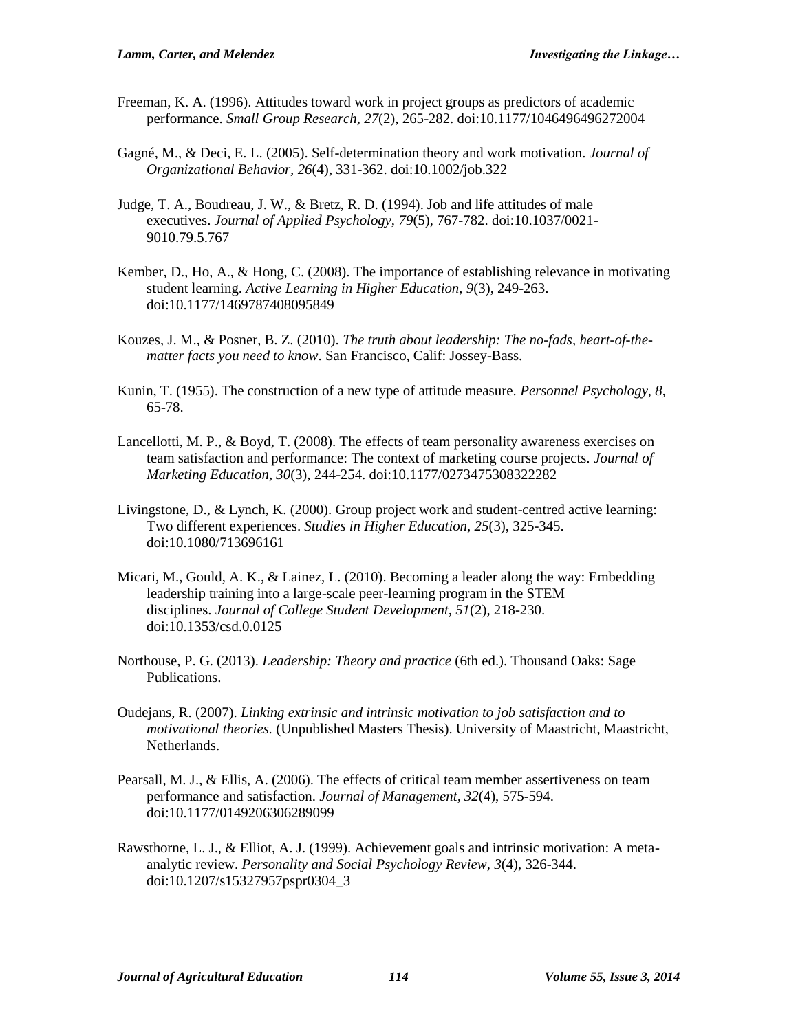Freeman, K. A. (1996). Attitudes toward work in project groups as predictors of academic performance. *Small Group Research, 27*(2), 265-282. doi:10.1177/1046496496272004

Gagné, M., & Deci, E. L. (2005). Self-determination theory and work motivation. *Journal of Organizational Behavior, 26*(4), 331-362. doi:10.1002/job.322

Judge, T. A., Boudreau, J. W., & Bretz, R. D. (1994). Job and life attitudes of male executives. *Journal of Applied Psychology, 79*(5), 767-782. doi:10.1037/0021-9010.79.5.767

Kember, D., Ho, A., & Hong, C. (2008). The importance of establishing relevance in motivating student learning. *Active Learning in Higher Education, 9*(3), 249-263. doi:10.1177/1469787408095849

Kouzes, J. M., & Posner, B. Z. (2010). *The truth about leadership: The no-fads, heart-of-the-matter facts you need to know*. San Francisco, Calif: Jossey-Bass.

Kunin, T. (1955). The construction of a new type of attitude measure. *Personnel Psychology, 8*, 65-78.

Lancellotti, M. P., & Boyd, T. (2008). The effects of team personality awareness exercises on team satisfaction and performance: The context of marketing course projects. *Journal of Marketing Education, 30*(3), 244-254. doi:10.1177/0273475308322282

Livingstone, D., & Lynch, K. (2000). Group project work and student-centred active learning: Two different experiences. *Studies in Higher Education, 25*(3), 325-345. doi:10.1080/713696161

Micari, M., Gould, A. K., & Lainez, L. (2010). Becoming a leader along the way: Embedding leadership training into a large-scale peer-learning program in the STEM disciplines. *Journal of College Student Development, 51*(2), 218-230. doi:10.1353/csd.0.0125

Northouse, P. G. (2013). *Leadership: Theory and practice* (6th ed.). Thousand Oaks: Sage Publications.

Oudejans, R. (2007). *Linking extrinsic and intrinsic motivation to job satisfaction and to motivational theories.* (Unpublished Masters Thesis). University of Maastricht, Maastricht, Netherlands.

Pearsall, M. J., & Ellis, A. (2006). The effects of critical team member assertiveness on team performance and satisfaction. *Journal of Management, 32*(4), 575-594. doi:10.1177/0149206306289099

Rawsthorne, L. J., & Elliot, A. J. (1999). Achievement goals and intrinsic motivation: A meta-analytic review. *Personality and Social Psychology Review, 3*(4), 326-344. doi:10.1207/s15327957pspr0304_3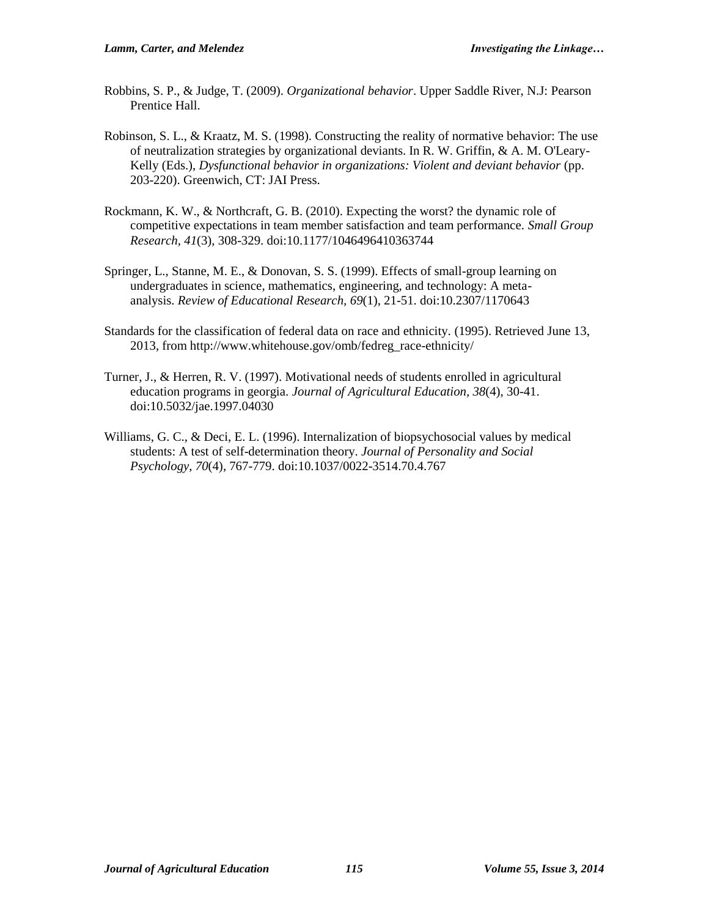Robbins, S. P., & Judge, T. (2009). *Organizational behavior*. Upper Saddle River, N.J: Pearson Prentice Hall.

Robinson, S. L., & Kraatz, M. S. (1998). Constructing the reality of normative behavior: The use of neutralization strategies by organizational deviants. In R. W. Griffin, & A. M. O'Leary-Kelly (Eds.), *Dysfunctional behavior in organizations: Violent and deviant behavior* (pp. 203-220). Greenwich, CT: JAI Press.

Rockmann, K. W., & Northcraft, G. B. (2010). Expecting the worst? the dynamic role of competitive expectations in team member satisfaction and team performance. *Small Group Research, 41*(3), 308-329. doi:10.1177/1046496410363744

Springer, L., Stanne, M. E., & Donovan, S. S. (1999). Effects of small-group learning on undergraduates in science, mathematics, engineering, and technology: A meta-analysis. *Review of Educational Research, 69*(1), 21-51. doi:10.2307/1170643

Standards for the classification of federal data on race and ethnicity. (1995). Retrieved June 13, 2013, from http://www.whitehouse.gov/omb/fedreg_race-ethnicity/

Turner, J., & Herren, R. V. (1997). Motivational needs of students enrolled in agricultural education programs in georgia. *Journal of Agricultural Education, 38*(4), 30-41. doi:10.5032/jae.1997.04030

Williams, G. C., & Deci, E. L. (1996). Internalization of biopsychosocial values by medical students: A test of self-determination theory. *Journal of Personality and Social Psychology, 70*(4), 767-779. doi:10.1037/0022-3514.70.4.767